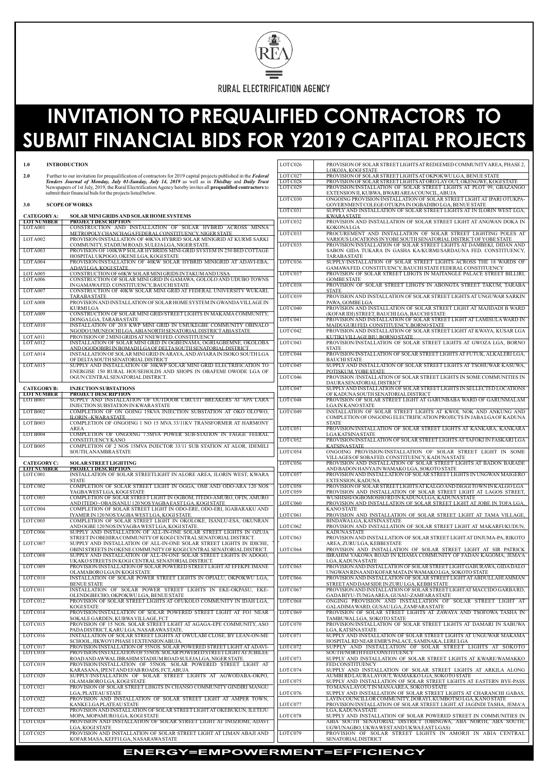RURAL ELECTRIFICATION AGENCY

# INVITATION TO PREQUALIFIED CONTRACTORS TO SUBMIT FINANCIAL BIDS FOR Y2019 CAPITAL PROJECTS

**1.0 INTRODUCTION**

**2.0** Further to our invitation for prequalification of contractors for 2019 capital projects published in the ***Federal Tenders Journal of Monday, July 01-Sunday, July 14, 2019*** as well as in ***ThisDay*** and ***Daily Trust*** Newspapers of 1st July, 2019, the Rural Electrification Agency hereby invites all **prequalified contractors** to submit their financial bids for the projects listed below.

**3.0 SCOPE OF WORKS**

**CATEGORY A: SOLAR MINI GRIDS AND SOLAR HOME SYSTEMS**

| LOT NUMBER | PROJECT DESCRIPTION |
|---|---|
| LOT A001 | CONSTRUCTION AND INSTALLATION OF SOLAR HYBRID ACROSS MINNA METROPOLY CHANCHAGA FEDERAL CONSTITUENCY, NIGER STATE |
| LOT A002 | PROVISION/INSTALLATION OF 40KVA HYBRID SOLAR MINIGRID AT KURMI SARKI COMMUNITY, STADIUM ROAD, SULEJA LGA, NIGER STATE |
| LOT A003 | PROVISION OF 100KWP SOLAR HYBRIDS MINI-GRID SYSTEM IN 250 BED COTTAGE HOSPITAL UKPOGO, OKENE LGA, KOGI STATE |
| LOT A004 | PROVISION/INSTALLATION OF 40KW SOLAR HYBRID MINIGRID AT ADAVI-EBA, ADAVI LGA, KOGI STATE |
| LOT A005 | CONSTRUCTION OF 60KW SOLAR MINI GRIDS IN TAKUM AND USSA |
| LOT A006 | CONSTRUCTION OF SOLAR MINI GRID IN GAMAWA, GOLOLO AND UDUBO TOWNS IN GAMAWA FED. CONSTITUENCY, BAUCHI STATE |
| LOT A007 | CONSTRUCTION OF 40KW SOLAR MINI GRID AT FEDERAL UNIVERSITY WUKARI, TARABA STATE |
| LOT A008 | PROVISION AND INSTALLATION OF SOLAR HOME SYSTEM IN GWANDA VILLAGE IN KURMI LGA |
| LOT A009 | CONSTRUCTION OF SOLAR MINI GRID/STREET LIGHTS IN MAKAMA COMMUNITY, DONGA LGA, TARABA STATE |
| LOT A010 | INSTALLATION OF 20.8 KWP MINI GRID IN UMUKEGBE COMMUNITY OBINALO NGODO UMUNEOCHI LGA, ABIA NORTH SENATORIAL DISTRICT ABIA STATE |
| LOT A011 | PROVISION OF 2 MINI GRIDS AT NNEWI FED. CONSTITUENCY |
| LOT A012 | INSTALLATION OF SOLAR MINI GRID IN OGBEINAMA, OGRIAGBEMNE, OKOLOBA AND OGODOBIRI IN BOMADI LGA OF DELTA SOUTH SENATORIAL DISTRICT |
| LOT A014 | INSTALLATION OF SOLAR MINI GRID IN ARAYA, AND AVIARA IN ISOKO SOUTH LGA OF DELTA SOUTH SENATORIAL DISTRICT |
| LOT A015 | SUPPLY AND INSTALLATION OF 30KWP SOLAR MINI GRID ELECTRIFICATION TO ENERGISE 150 RURAL HOUSEHOLDS AND SHOPS IN OBAFEMI OWODE LGA OF OGUN CENTRAL SENATORIAL DISTRICT. |

**CATEGORY B: INJECTION SUBSTATIONS**

| LOT NUMBER | PROJECT DESCRIPTION |
|---|---|
| LOT B001 | SUPPLY AND INSTALLATION OF OUTDOOR CIRCUIT BREAKERS AT APA LARA INJECTION SUBSTATION IN KWARA STATE |
| LOT B002 | COMPLETION OF ON GOING 15KVA INJECTION SUBSTATION AT OKO OLO'WO, ILORIN - KWARA STATE |
| LOT B003 | COMPLETION OF ONGOING 1 NO 15 MVA 33/11KV TRANSFORMER AT HARMONY AREA |
| LOT B004 | COMPLETION OF ONGOING 7.5MVA POWER SUB-STATION IN FAGGE FEERAL CONSTITUENCY KANO |
| LOT B005 | COMPLETION OF 2 NOS 15MVA INJECTOR 33/11 SUB STATION AT ALOR, IDEMILI SOUTH, ANAMBRA STATE |

**CATEGORY C: SOLAR STREET LIGHTING**

| LOT NUMBER | PROJECT DESCRIPTION |
|---|---|
| LOT C001 | INSTALLATION OF SOLAR STREETLIGHT IN ALORE AREA, ILORIN WEST, KWARA STATE |
| LOT C002 | COMPLETION OF SOLAR STREET LIGHT IN OGGA, OMI AND ODO-ARA 120 NOS YAGBA WEST LGA, KOGI STATE |
| LOT C003 | COMPLETION OF SOLAR STREET LIGHT IN OGBOM, ITEDO-AMURO, OFIN, AMURO AND ITEDO - OBA ISANLU 120 NOS YAGBA EAST LGA, KOGI STATE |
| LOT C004 | COMPLETION OF SOLAR STREET LIGHT IN ODO-ERE, ODO-ERI, IGABARAKU AND IYAMER IN 120 NOS YAGBA WEST LGA, KOGI STATE. |
| LOT C005 | COMPLETION OF SOLAR STREET LIGHT IN OKOLOKE, ISANLU-ESA, OKUNRAN AND OGBE 120 NOS IN YAGBA WEST LGA, KOGI STATE. |
| LOT C006 | SUPPLY AND INSTALLATION OF ALL-IN-ONE SOLAR STREET LIGHTS IN OZUJA STREET IN OBEHIRA COMMUNITY OF KOGI CENTRAL SENATORIAL DISTRICT. |
| LOT C007 | SUPPLY AND INSTALLATION OF ALL-IN-ONE SOLAR STREET LIGHTS IN IDICHE, OBINI STREETS IN OKENE COMMUNITY OF KOGI CENTRAL SENATORIAL DISTRICT. |
| LOT C008 | SUPPLY AND INSTALLATION OF ALL-IN-ONE SOLAR STREET LIGHTS IN ADOGO, UKAKO STREETS IN KOGI CENTRAL SENATORIAL DISTRICT. |
| LOT C009 | PROVISION/INSTALLATION OF SOLAR POWERED STREET LIGHT AT EFEKPE IMANE OLAMABORO LGA IN KOGI STATE |
| LOT C010 | INSTALLATION OF SOLAR POWER STREET LIGHTS IN OPIALU, OKPOKWU LGA, BENUE STATE |
| LOT C011 | INSTALLATION OF SOLAR POWER STREET LIGHTS IN EKE-OKPASU, EKE-OLENDGBECHO, OKPOKWU LGA, BENUE STATE |
| LOT C012 | PROVISION OF SOLAR STREET LIGHTS AT OFUKOLO COMMUNITY IN IDAH LGA, KOGI STATE |
| LOT C014 | PROVISION/INSTALLATION OF SOLAR POWERED STREET LIGHT AT FO1 NEAR SOKALE GARDEN, KUBWA VILLAGE, FCT |
| LOT C015 | PROVISION OF 15 NOS. SOLAR STREET LIGHT AT AGAGA-EPE COMMUNITY, ASO PADA DISTRICT, KARU LGA, NASARAWA STATE. |
| LOT C016 | INSTALLATION OF SOLAR STREET LIGHTS AT OWULABI CLOSE, BY LEAN-ON-ME SCHOOL, JIKWOYI PHASE I EXTENSION ABUJA. |
| LOT C017 | PROVISION/INSTALLATION OF 55NOS. SOLAR POWERED STREET LIGHT AT ADAVI- |
| LOT C018 | PROVISION/INSTALLATION OF 55NOS. SOLAR POWERED STREET LIGHT AT JUBILEE ROAD AND AWWAL IBRAHIM STADIUM ROAD SULEJA LGA, NIGER STATE. |
| LOT C019 | PROVISION/INSTALLATION OF 55NOS. SOLAR POWERED STREET LIGHT AT KARASANA, IPENT AND EFAB ROADS, FCT, ABUJA |
| LOT C020 | SUPPLY/INSTALLATION OF SOLAR STREET LIGHTS AT AGWODABA-OKPO, OLAMABORO LGA, KOGI STATE |
| LOT C021 | PROVISION OF SOLAR STREET LIHGTS IN CHANSO COMMUNITY GINDIRI MANGU LGA, PLATEAU STATE |
| LOT C022 | PROVISION AND INSTALLATION OF SOLAR STREET LIGHT AT AMPER TOWN, KANKE LGA PLATEAU STATE |
| LOT C023 | PROVISION AND INSTALLATION OF SOLAR STREET LIGHT AT OKEBUKUN, ILETEJU MOPA, MOPAMURO LGA, KOGI STATE |
| LOT C024 | PROVISION AND INSTALLATION OF SOLAR STREET LIGHT IN INOZIOMI, ADAVI LGA, KOGI STATE |
| LOT C025 | PROVISION AND INSTALLATION OF SOLAR STREET LIGHT AT LIMAN ABAJI AND KOFAR MASA, KEFFI LGA, NASARAWA STATE |
| LOT C026 | PROVISION OF SOLAR STREET LIGHTS AT REDEEMED COMMUNITY AREA, PHASE 2, LOKOJA, KOGI STATE |
| LOT C027 | PROVISION OF SOLAR STREET LIGHTS AT OKPOKWU LGA, BENUE STATE |
| LOT C028 | PROVISION OF SOLAR STREET LIGHTS AT ORO LAYOUT, OKENGWE, KOGI STATE |
| LOT C029 | PROVISION/INSTALLATION OF SOLAR STREET LIGHTS AT PLOT 99, GBAZANGO EXTENSION II, KUBWA, BWARI AREA COUNCIL, ABUJA |
| LOT C030 | ONGOING PROVISION/INSTALLATION OF SOLAR STREET LIGHT AT IPARI OTUKPA-GOVERNMENT COLEGE OTUKPA IN OGBADIBO LGA, BENUE STATE |
| LOT C031 | SUPPLY AND INSTALLATION OF SOLAR STREET LIGHTS AT IN ILORIN WEST LGA, KWARA STATE |
| LOT C032 | PROVISION AND INSTALLATION OF SOLAR STREET LIGHT AT ANGWAN DOKA IN KOKONA LGA |
| LOT C033 | PROCUREMENT AND INSTALLATION OF SOLAR STREET LIGHTING POLES AT VARIOUS LOCATIONS IN YOBE SOUTH SENATORIAL DISTRICT OF YOBE STATE |
| LOT C035 | PROVISION/INSTALLATION OF SOLAR STREET LIGHTS AT DAMBEKI, DIDAN AND SABON GIDA TUKARA IN GASHA KA/KURMI/SARDAUNA FED. CONSTITUENCY, TARABA STATE |
| LOT C036 | SUPPLY/INSTALLATION OF SOLAR STREET LIGHTS ACROSS THE 18 WARDS OF GAMAWA FED. CONSTITUENCY, BAUCHI STATE FEDERAL CONSTITUENCY |
| LOT C037 | PROVISION OF SOLAR STREET LIHGTS IN MAITANGLE PALACE STREET BILLIRI, GOMBE STATE |
| LOT C038 | PROVISION OF SOLAR STREET LIHGTS IN ABONGTA STREET TAKUM, TARABA STATE |
| LOT C039 | PROVISION AND INSTALLATION OF SOLAR STREET LIGHTS AT UNGUWAR SARKIN PAWA, GOMBE LGA |
| LOT C040 | PROVISION AND INSTALLATION OF SOLAR STREET LIGHT AT MAJIDADI B WARD (KOFAR IDI) STREET, BAUCHI LGA, BAUCHI STATE |
| LOT C041 | PROVISION AND INSTALLATION OF SOLAR STREET LIGHT AT LAMISULA WARD IN MAIDUGURI FED. CONSTITUENCY, BORNO STATE |
| LOT C042 | PROVISION AND INSTALLATION OF SOLAR STREET LIGHT AT KWAYA, KUSAR LGA KUTIKI VILLAGE BIU, BORNO STATE |
| LOT C043 | PROVISION/INSTALLATION OF SOLAR STREET LIGHTS AT GWOZA LGA, BORNO STATE |
| LOT C044 | PROVISION/INSTALLATION OF SOLAR STREET LIGHTS AT FUTUK, ALKALERI LGA, BAUCHI STATE |
| LOT C045 | SUPPLY AND INSTALLATION OF SOLAR STREET LIGHTS AT TSOHUWAR KASUWA, POTISKUM, YOBE STATE |
| LOT C046 | PROVISION /INSTALLATION OF SOLAR STREET LIGHTS IN SOME COMMUNITIES IN DAURA SENATORIAL DISTRICT |
| LOT C047 | SUPPLY AND INSTALLATION OF SOLAR STREET LIGHTS IN SELLECTED LOCATIONS OF KADUNA SOUTH SENATORIAL DISTRICT |
| LOT C048 | PROVISION OF SOLAR STREET LIGHT AT GARUNBABA WARD OF GARUNMALAM LGA IN KANO STATE |
| LOT C049 | INSTALLATION OF SOLAR STREET LIGHTS AT KWOI, NOK AND ANKUNG AND COMPLETION OF ONGOING ELECTRIFICATION PROJECTS IN JABA LGA OF KADUNA STATE |
| LOT C051 | PROVISION/INSTALLATION OF SOLAR STREET LIGHTS AT KANKARA, KANKARA LGA KATSINA STATE |
| LOT C052 | PROVISION/INSTALLATION OF SOLAR STREET LIGHTS AT TAFOKI IN FASKARI LGA KATSINA STATE |
| LOT C054 | ONGOING PROVISION/INSTALLATION OF SOLAR STREET LIGHT IN SOME VILLAGES OF SOBA FED. CONSTITUENCY, KADUNA STATE |
| LOT C056 | PROVISION AND INSTALLATION OF SOLAR STREET LIGHTS AT BADON BARADE AND BADON HANYA IN WAMAKO LGA, SOKOTO STATE |
| LOT C057 | PROVISION AND INSTALLATION OF SOLAR STREET LIGHTS IN UNGWAN MAIGERO EXTENSION, KADUNA |
| LOT C058 | PROVISION OF SOLAR STREET LIGHTS AT KALGO AND DIGGI TOWN IN KALGO LGA |
| LOT C059 | PROVISION AND INSTALLATION OF SOLAR STREET LIGHT AT LAGOS STREET, WUSHISHI/OGBOMOSHO RD IN KADUNA LGA, KADUNA STATE |
| LOT C060 | PROVISION AND INSTALLATION OF SOLAR STREET LIGHT AT JOBE IN TOFA LGA, KANO STATE |
| LOT C061 | PROVISION AND INSTALLATION OF SOLAR STREET LIGHT AT TAMA VILLAGE, BINDAWA LGA, KATSINA STATE |
| LOT C062 | PROVISION AND INSTALLATION OF SOLAR STREET LIGHT AT MAKARFI/KUDUN, KADUNA STATE |
| LOT C063 | PROVISION AND INSTALLATION OF SOLAR STREET LIGHT AT DNJUMA-PA, RIKOTO AREA, ZURU LGA, KEBBI STATE |
| LOT C064 | PROVISION AND INSTALLATION OF SOLAR STREET LIGHT AT SIR PATRICK IBRAHIM YAKOWA ROAD IN KHAMA COMMUNITY OF FADAN KAGOMA, JEMA'A LGA, KADUNA STATE |
| LOT C065 | PROVISION AND INSTALLATION OF SOLAR STREET LIGHT GABURAWA, GIDA DALO UNGWAN RINA AND KOFAR MATA IN WAMAKO LGA, SOKOTO STATE |
| LOT C066 | PROVISION AND INSTALLATION OF SOLAR STREET LIGHT AT ABDULLAHI AMMAN STREET AND DAM SIDE IN ZURU LGA, KEBBI STATE |
| LOT C067 | PROVISION AND INSTALLATION OF SOLAR STREET LIGHT AT MACCIDO GARBA RD, GADA BIYU-TUNGA AREA, GUSAU-ZAMFARA STATE |
| LOT C068 | ONGING PROVISION AND INSTALLATION OF SOLAR STREET LIGHT AT GALADIMA WARD, GUSAU LGA, ZAMFARA STATE |
| LOT C069 | PROVISION OF SOLAR STREET LIGHTS AT ZAWAYA AND TSOFOWA TASHA IN TAMBUWAL LGA, SOKOTO STATE |
| LOT C070 | PROVISION/INSTALLATION OF SOLAR STREET LIGHTS AT DAMARI IN SABUWA LGA, KATSINA STATE |
| LOT C071 | SUPPLY AND INSTALLATION OF SOLAR STREET LIGHTS AT UNGUWAR MAKAMA HOSPITAL RD NEAR EMIR'S PALACE, SAMINAKA, LERE LGA |
| LOT C072 | SUPPLY AND INSTALLATION OF SOLAR STREET LIGHTS AT SOKOTO SOUTH/NORTH FED CONSTITUENCY |
| LOT C073 | SUPPLY AND INSTALLATION OF SOLAR STREET LIGHTS AT KWARE/WAMAKKO FED CONSTITUENCY |
| LOT C074 | SUPPLY AND INSTALLATION OF SOLAR STREET LIGHTS AT ARKILA ALONG AUMBI RD LAURA LAYOUT, WAMAKKO LGA, SOKOTO STATE |
| LOT C075 | SUPPLY AND INSTALLATION OF SOLAR STREET LIGHTS AT EASTERN BYE-PASS TO MANA LAYOUT IN MANA AREA, SOKOTO STATE |
| LOT C076 | SUPPLY AND INSTALLATION OF SOLAR STREET LIGHTS AT CHARANCHI GABAS, LAYIN COUNCILLOR COMMUNITY, DORAYI, KUMBOTSO LGA, KANO STATE |
| LOT C077 | PROVISION/INSTALLATION OF SOLAR STREET LIGHT AT JAGINDI TASHA, JEMA'A LGA, KADUNA STATE |
| LOT C078 | SUPPLY AND INSTALLATION OF SOLAR POWERED STREET IN COMMUNITIES IN ABIA SOUTH SENATORIAL DISTRICT (OBINGWA, ABA NORTH, ABA SOUTH, UGWUNAGBO, UKWA WEST AND UKWA EAST LGAS) |
| LOT C079 | PROVISION OF SOLAR STREET LIGHTS IN AMORJI IN ABIA CENTRAL SENATORIAL DISTRICT |

**ENERGY=EMPOWERMENT=EFFICIENCY**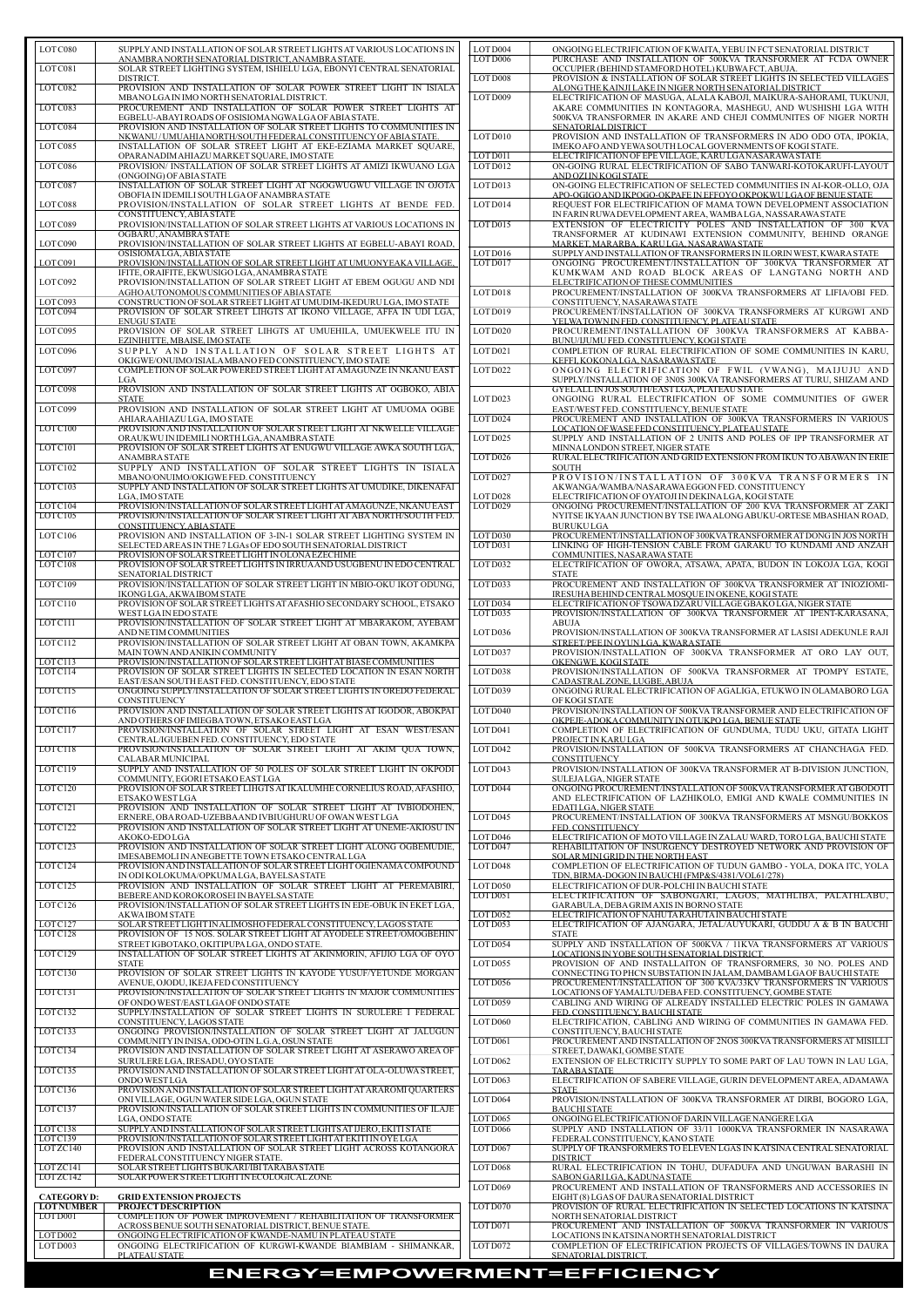| LOT NUMBER | PROJECT DESCRIPTION |
|---|---|
| LOT C080 | SUPPLY AND INSTALLATION OF SOLAR STREET LIGHTS AT VARIOUS LOCATIONS IN ANAMBRA NORTH SENATORIAL DISTRICT, ANAMBRA STATE. |
| LOT C081 | SOLAR STREET LIGHTING SYSTEM, ISHIELU LGA, EBONYI CENTRAL SENATORIAL DISTRICT. |
| LOT C082 | PROVISION AND INSTALLATION OF SOLAR POWER STREET LIGHT IN ISIALA MBANO LGA IN IMO NORTH SENATORIAL DISTRICT. |
| LOT C083 | PROCUREMENT AND INSTALLATION OF SOLAR POWER STREET LIGHTS AT EGBELU-ABAYI ROADS OF OSISIOMA NGWA LGA OF ABIA STATE. |
| LOT C084 | PROVISION AND INSTALLATION OF SOLAR STREET LIGHTS TO COMMUNITIES IN NKWANU / UMUAHIA NORTH/SOUTH FEDERAL CONSTITUENCY OF ABIA STATE. |
| LOT C085 | INSTALLATION OF SOLAR STREET LIGHT AT EKE-EZIAMA MARKET SQUARE, OPARANADIM AHIAZU MARKET SQUARE, IMO STATE |
| LOT C086 | PROVISION/ INSTALLATION OF SOLAR STREET LIGHTS AT AMIZI IKWUANO LGA (ONGOING) OF ABIA STATE |
| LOT C087 | INSTALLATION OF SOLAR STREET LIGHT AT NGOGWUGWU VILLAGE IN OJOTA OBOFIA IN IDEMILI SOUTH LGA OF ANAMBRA STATE |
| LOT C088 | PROVISION/INSTALLATION OF SOLAR STREET LIGHTS AT BENDE FED. CONSTITUENCY, ABIA STATE |
| LOT C089 | PROVISION/INSTALLATION OF SOLAR STREET LIGHTS AT VARIOUS LOCATIONS IN OGBARU, ANAMBRA STATE |
| LOT C090 | PROVISION/INSTALLATION OF SOLAR STREET LIGHTS AT EGBELU-ABAYI ROAD, OSISIOMA LGA, ABIA STATE |
| LOT C091 | PROVISION/INSTALLATION OF SOLAR STREET LIGHT AT UMUONYEAKA VILLAGE, IFITE, ORAIFITE, EKWUSIGO LGA, ANAMBRA STATE |
| LOT C092 | PROVISION/INSTALLATION OF SOLAR STREET LIGHT AT EBEM OGUGU AND NDI AGHO AUTONOMOUS COMMUNITIES OF ABIA STATE |
| LOT C093 | CONSTRUCTION OF SOLAR STREET LIGHT AT UMUDIM-IKEDURU LGA, IMO STATE |
| LOT C094 | PROVISION OF SOLAR STREET LIHGTS AT IKONO VILLAGE, AFFA IN UDI LGA, ENUGU STATE |
| LOT C095 | PROVISION OF SOLAR STREET LIHGTS AT UMUEHILA, UMUEKWELE ITU IN EZINIHITTE, MBAISE, IMO STATE |
| LOT C096 | SUPPLY AND INSTALLATION OF SOLAR STREET LIGHTS AT OKIGWE/ONUIMO/ISIALA MBANO FED CONSTITUENCY, IMO STATE |
| LOT C097 | COMPLETION OF SOLAR POWERED STREET LIGHT AT AMAGUNZE IN NKANU EAST LGA |
| LOT C098 | PROVISION AND INSTALLATION OF SOLAR STREET LIGHTS AT OGBOKO, ABIA STATE |
| LOT C099 | PROVISION AND INSTALLATION OF SOLAR STREET LIGHT AT UMUOMA OGBE AHIARA AHIAZU LGA, IMO STATE |
| LOT C100 | PROVISION AND INSTALLATION OF SOLAR STREET LIGHT AT NKWELLE VILLAGE ORAUKWU IN IDEMILI NORTH LGA, ANAMBRA STATE |
| LOT C101 | PROVISION OF SOLAR STREET LIGHTS AT ENUGWU VILLAGE AWKA SOUTH LGA, ANAMBRA STATE |
| LOT C102 | SUPPLY AND INSTALLATION OF SOLAR STREET LIGHTS IN ISIALA MBANO/ONUIMO/OKIGWE FED. CONSTITUENCY |
| LOT C103 | SUPPLY AND INSTALLATION OF SOLAR STREET LIGHTS AT UMUDIKE, DIKENAFAI LGA, IMO STATE |
| LOT C104 | PROVISION/INSTALLATION OF SOLAR STREET LIGHT AT AMAGUNZE, NKANU EAST |
| LOT C105 | PROVISION/INSTALLATION OF SOLAR STREET LIGHT AT ABA NORTH/SOUTH FED. CONSTITUENCY, ABIA STATE |
| LOT C106 | PROVISION AND INSTALLATION OF 3-IN-1 SOLAR STREET LIGHTING SYSTEM IN SELECTED AREAS IN THE 7 LGAs OF EDO SOUTH SENATORIAL DISTRICT |
| LOT C107 | PROVISION OF SOLAR STREET LIGHT IN OLONA EZECHIME |
| LOT C108 | PROVISION OF SOLAR STREET LIGHTS IN IRRUA AND USUGBENU IN EDO CENTRAL SENATORIAL DISTRICT |
| LOT C109 | PROVISION/INSTALLATION OF SOLAR STREET LIGHT IN MBIO-OKU IKOT ODUNG, IKONG LGA, AKWA IBOM STATE |
| LOT C110 | PROVISION OF SOLAR STREET LIGHTS AT AFASHIO SECONDARY SCHOOL, ETSAKO WEST LGA IN EDO STATE |
| LOT C111 | PROVISION/INSTALLATION OF SOLAR STREET LIGHT AT MBARAKOM, AYEBAM AND NETIM COMMUNITIES |
| LOT C112 | PROVISION/INSTALLATION OF SOLAR STREET LIGHT AT OBAN TOWN, AKAMKPA MAIN TOWN AND ANIKIN COMMUNITY |
| LOT C113 | PROVISION/INSTALLATION OF SOLAR STREET LIGHT AT BIASE COMMUNITIES |
| LOT C114 | PROVISION OF SOLAR STREET LIGHTS IN SELECTED LOCATION IN ESAN NORTH EAST/ESAN SOUTH EAST FED. CONSTITUENCY, EDO STATE |
| LOT C115 | ONGOING SUPPLY/INSTALLATION OF SOLAR STREET LIGHTS IN OREDO FEDERAL CONSTITUENCY |
| LOT C116 | PROVISION AND INSTALLATION OF SOLAR STREET LIGHTS AT IGODOR, ABOKPAI AND OTHERS OF IMIEGBA TOWN, ETSAKO EAST LGA |
| LOT C117 | PROVISION/INSTALLATION OF SOLAR STREET LIGHT AT ESAN WEST/ESAN CENTRAL/IGUEBEN FED. CONSTITUENCY, EDO STATE |
| LOT C118 | PROVISION/INSTALLATION OF SOLAR STREET LIGHT AT AKIM QUA TOWN, CALABAR MUNICIPAL |
| LOT C119 | SUPPLY AND INSTALLATION OF 50 POLES OF SOLAR STREET LIGHT IN OKPODI COMMUNITY, EGORI ETSAKO EAST LGA |
| LOT C120 | PROVISION OF SOLAR STREET LIHGTS AT IKALUMHE CORNELIUS ROAD, AFASHIO, ETSAKO WEST LGA |
| LOT C121 | PROVISION AND INSTALLATION OF SOLAR STREET LIGHT AT IVBIODOHEN, ERNERE, OBA ROAD-UZEBBA AND IVBIUGHURU OF OWAN WEST LGA |
| LOT C122 | PROVISION AND INSTALLATION OF SOLAR STREET LIGHT AT UNEME-AKIOSU IN AKOKO-EDO LGA |
| LOT C123 | PROVISION AND INSTALLATION OF SOLAR STREET LIGHT ALONG OGBEMUDIE, IMESABEMOLI IN ANEGBETTE TOWN ETSAKO CENTRAL LGA |
| LOT C124 | PROVISION AND INSTALLATION OF SOLAR STREET LIGHT OGIENAMA COMPOUND IN ODI KOLOKUMA/OPKUMA LGA, BAYELSA STATE |
| LOT C125 | PROVISION AND INSTALLATION OF SOLAR STREET LIGHT AT PEREMABIRI, BEBERE AND KOROKOROSEI IN BAYELSA STATE |
| LOT C126 | PROVISION/INSTALLATION OF SOLAR STREET LIGHTS IN EDE-OBUK IN EKET LGA, AKWA IBOM STATE |
| LOT C127 | SOLAR STREET LIGHT IN ALIMOSHO FEDERAL CONSTITUENCY, LAGOS STATE |
| LOT C128 | PROVISION OF 15 NOS. SOLAR STREET LIGHT AT AYODELE STREET/OMOGBEHIN STREET IGBOTAKO, OKITIPUPA LGA, ONDO STATE. |
| LOT C129 | INSTALLATION OF SOLAR STREET LIGHTS AT AKINMORIN, AFIJIO LGA OF OYO STATE |
| LOT C130 | PROVISION OF SOLAR STREET LIGHTS IN KAYODE YUSUF/YETUNDE MORGAN AVENUE, OJODU, IKEJA FED CONSTITUENCY |
| LOT C131 | PROVISION/INSTALLATION OF SOLAR STREET LIGHTS IN MAJOR COMMUNITIES OF ONDO WEST/EAST LGA OF ONDO STATE |
| LOT C132 | SUPPLY/INSTALLATION OF SOLAR STREET LIGHTS IN SURULERE I FEDERAL CONSTITUENCY, LAGOS STATE |
| LOT C133 | ONGOING PROVISION/INSTALLATION OF SOLAR STREET LIGHT AT JALUGUN COMMUNITY IN INISA, ODO-OTIN L.G.A, OSUN STATE |
| LOT C134 | PROVISION AND INSTALLATION OF SOLAR STREET LIGHT AT ASERAWO AREA OF SURULERE LGA, IRESADU, OYO STATE |
| LOT C135 | PROVISION AND INSTALLATION OF SOLAR STREET LIGHT AT OLA-OLUWA STREET, ONDO WEST LGA |
| LOT C136 | PROVISION AND INSTALLATION OF SOLAR STREET LIGHT AT ARAROMI QUARTERS ONI VILLAGE, OGUN WATER SIDE LGA, OGUN STATE |
| LOT C137 | PROVISION/INSTALLATION OF SOLAR STREET LIGHTS IN COMMUNITIES OF ILAJE LGA, ONDO STATE |
| LOT C138 | SUPPLY AND INSTALLATION OF SOLAR STREET LIGHTS AT IJERO, EKITI STATE |
| LOT C139 | PROVISION/INSTALLATION OF SOLAR STREET LIGHT AT EKITI IN OYE LGA |
| LOT ZC140 | PROVISION AND INSTALLATION OF SOLAR STREET LIGHT ACROSS KOTANGORA FEDERAL CONSTITUENCY NIGER STATE |
| LOT ZC141 | SOLAR STREET LIGHTS BUKARI/IBI TARABA STATE |
| LOT ZC142 | SOLAR POWER STREET LIGHT IN ECOLOGICAL ZONE |

**CATEGORY D: GRID EXTENSION PROJECTS**

| LOT NUMBER | PROJECT DESCRIPTION |
|---|---|
| LOT D001 | COMPLETION OF POWER IMPROVEMENT / REHABILITATION OF TRANSFORMER ACROSS BENUE SOUTH SENATORIAL DISTRICT, BENUE STATE. |
| LOT D002 | ONGOING ELECTRIFICATION OF KWANDE-NAMU IN PLATEAU STATE |
| LOT D003 | ONGOING ELECTRIFICATION OF KURGWI-KWANDE BIAMBIAM - SHIMANKAR, PLATEAU STATE |
| LOT D004 | ONGOING ELECTRIFICATION OF KWAITA, YEBU IN FCT SENATORIAL DISTRICT |
| LOT D006 | PURCHASE AND INSTALLATION OF 500KVA TRANSFORMER AT FCDA OWNER OCCUPIER (BEHIND STAMFORD HOTEL) KUBWA FCT, ABUJA. |
| LOT D008 | PROVISION & INSTALLATION OF SOLAR STREET LIGHTS IN SELECTED VILLAGES ALONG THE KAINJI LAKE IN NIGER NORTH SENATORIAL DISTRICT |
| LOT D009 | ELECTRIFICATION OF MASUGA, ALALA KABOJI, MAIKURA-SAHORAMI, TUKUNJI, AKARE COMMUNITIES IN KONTAGORA, MASHEGU, AND WUSHISHI LGA WITH 500KVA TRANSFORMER IN AKARE AND CHEJI COMMUNITES OF NIGER NORTH SENATORIAL DISTRICT |
| LOT D010 | PROVISION AND INSTALLATION OF TRANSFORMERS IN ADO ODO OTA, IPOKIA, IMEKO AFO AND YEWA SOUTH LOCAL GOVERNMENTS OF KOGI STATE. |
| LOT D011 | ELECTRIFICATION OF EPE VILLAGE, KARU LGA NASARAWA STATE |
| LOT D012 | ON-GOING RURAL ELECTRIFICATION OF SABO TANWARI-KOTOKARUFI-LAYOUT AND OZI IN KOGI STATE |
| LOT D013 | ON-GOING ELECTRIFICATION OF SELECTED COMMUNITIES IN AI-KOR-OLLO, OJA APA OGIGO AND IKPOGO-OKPAFE IN EFFOYO OKPOKWU LGA OF BENUE STATE |
| LOT D014 | REQUEST FOR ELECTRIFICATION OF MAMA TOWN DEVELOPMENT ASSOCIATION IN FARIN RUWA DEVELOPMENT AREA, WAMBA LGA, NASSARAWA STATE |
| LOT D015 | EXTENSION OF ELECTRICITY POLES AND INSTALLATION OF 300 KVA TRANSFORMER AT KUDINAWI EXTENSION COMMUNITY, BEHIND ORANGE MARKET MARARABA, KARU LGA, NASARAWA STATE |
| LOT D016 | SUPPLY AND INSTALLATION OF TRANSFORMERS IN ILORIN WEST, KWARA STATE |
| LOT D017 | ONGOING PROCUREMENT/INSTALLATION OF 300KVA TRANSFORMER AT KUMKWAM AND ROAD BLOCK AREAS OF LANGTANG NORTH AND ELECTRIFICATION OF THESE COMMUNITIES |
| LOT D018 | PROCUREMENT/INSTALLATION OF 300KVA TRANSFORMERS AT LIFIA/OBI FED. CONSTITUENCY, NASARAWA STATE |
| LOT D019 | PROCUREMENT/INSTALLATION OF 300KVA TRANSFORMERS AT KURGWI AND YELWA TOWN IN FED. CONSTITUENCY, PLATEAU STATE |
| LOT D020 | PROCUREMENT/INSTALLATION OF 300KVA TRANSFORMERS AT KABBA-BUNU/IJUMU FED. CONSTITUENCY, KOGI STATE |
| LOT D021 | COMPLETION OF RURAL ELECTRIFICATION OF SOME COMMUNITIES IN KARU, KEFFI, KOKONA LGA, NASARAWA STATE |
| LOT D022 | ONGOING ELECTRIFICATION OF FWIL (VWANG), MAIJUJU AND SUPPLY/INSTALLATION OF 3N0S 300KVA TRANSFORMERS AT TURU, SHIZAM AND GYEL ALL IN JOS SOUTH/EAST LGA, PLATEAU STATE |
| LOT D023 | ONGOING RURAL ELECTRIFICATION OF SOME COMMUNITIES OF GWER EAST/WEST FED. CONSTITUENCY, BENUE STATE |
| LOT D024 | PROCUREMENT AND INSTALLATION OF 300KVA TRANSFORMERS IN VARIOUS LOCATION OF WASE FED CONSTITUENCY, PLATEAU STATE |
| LOT D025 | SUPPLY AND INSTALLATION OF 2 UNITS AND POLES OF IPP TRANSFORMER AT MINNA LONDON STREET, NIGER STATE |
| LOT D026 | RURAL ELECTRIFICATION AND GRID EXTENSION FROM IKUN TO ABAWAN IN ERIE SOUTH |
| LOT D027 | PROVISION/INSTALLATION OF 300KVA TRANSFORMERS IN AKWANGA/WAMBA/NASARAWA EGGON FED. CONSTITUENCY |
| LOT D028 | ELECTRIFICATION OF OYATOJI IN DEKINA LGA, KOGI STATE |
| LOT D029 | ONGOING PROCUREMENT/INSTALLATION OF 200 KVA TRANSFORMER AT ZAKI NYITSE IKYAAN JUNCTION BY TSE IWA ALONG ABUKU-ORTESE MBASHIAN ROAD, BURUKU LGA |
| LOT D030 | PROCUREMENT/INSTALLATION OF 300KVA TRANSFORMER AT DONG IN JOS NORTH |
| LOT D031 | LINKING OF HIGH-TENSION CABLE FROM GARAKU TO KUNDAMI AND ANZAH COMMUNITIES, NASARAWA STATE |
| LOT D032 | ELECTRIFICATION OF OWORA, ATSAWA, APATA, BUDON IN LOKOJA LGA, KOGI STATE |
| LOT D033 | PROCUREMENT AND INSTALLATION OF 300KVA TRANSFORMER AT INIOZIOMI-IRESUHA BEHIND CENTRAL MOSQUE IN OKENE, KOGI STATE |
| LOT D034 | ELECTRIFICATION OF TSOWA DZARU VILLAGE GBAKO LGA, NIGER STATE |
| LOT D035 | PROVISION/INSTALLATION OF 300KVA TRANSFORMER AT IPENT-KARASANA, ABUJA |
| LOT D036 | PROVISION/INSTALLATION OF 300KVA TRANSFORMER AT LASISI ADEKUNLE RAJI STREET/PEE IN OYUN LGA, KWARA STATE |
| LOT D037 | PROVISION/INSTALLATION OF 300KVA TRANSFORMER AT ORO LAY OUT, OKENGWE, KOGI STATE |
| LOT D038 | PROVISION/INSTALLATION OF 500KVA TRANSFORMER AT TPOMPY ESTATE, CADASTRAL ZONE, LUGBE, ABUJA |
| LOT D039 | ONGOING RURAL ELECTRIFICATION OF AGALIGA, ETUKWO IN OLAMABORO LGA OF KOGI STATE |
| LOT D040 | PROVISION AND INSTALLATION OF 500KVA TRANSFORMER AND ELECTRIFICATION OF OKPEIE-ADOKA COMMUNITY IN OTUKPO LGA, BENUE STATE |
| LOT D041 | COMPLETION OF ELECTRIFICATION OF GUNDUMA, TUDU UKU, GITATA LIGHT PROJECT IN KARU LGA |
| LOT D042 | PROVISION/INSTALLATION OF 500KVA TRANSFORMERS AT CHANCHAGA FED. CONSTITUENCY |
| LOT D043 | PROVISION/INSTALLATION OF 300KVA TRANSFORMER AT B-DIVISION JUNCTION, SULEJA LGA, NIGER STATE |
| LOT D044 | ONGOING PROCUREMENT/INSTALLATION OF 500KVA TRANSFORMER AT GBODOTI AND ELECTRIFICATION OF LAZHIKOLO, EMIGI AND KWALE COMMUNITIES IN EDATI LGA, NIGER STATE |
| LOT D045 | PROCUREMENT/INSTALLATION OF 300KVA TRANSFORMERS AT MSNGU/BOKKOS FED. CONSTITUENCY |
| LOT D046 | ELECTRIFICATION OF MOTO VILLAGE IN ZALAU WARD, TORO LGA, BAUCHI STATE |
| LOT D047 | REHABILITATION OF INSURGENCY DESTROYED NETWORK AND PROVISION OF SOLAR MINI GRID IN THE NORTH EAST |
| LOT D048 | COMPLETION OF ELECTRIFICATION OF TUDUN GAMBO - YOLA, DOKA ITC, YOLA TDN, BIRMA-DOGON IN BAUCHI (FMP&S/4381/VOL61/278) |
| LOT D050 | ELECTRIFICATION OF DUR-POLCHI IN BAUCHI STATE |
| LOT D051 | ELECTRIFICATION OF SABONGARI, LAGOS, MATHLIBA, PALATHLABU, GARABULA, DEBA GRIM AXIS IN BORNO STATE |
| LOT D052 | ELECTRIFICATION OF NAHUTA RAHUTA IN BAUCHI STATE |
| LOT D053 | ELECTRIFICATION OF AJANGARA, JETAL/AUYUKARI, GUDDU A & B IN BAUCHI STATE |
| LOT D054 | SUPPLY AND INSTALLATION OF 500KVA / 11KVA TRANSFORMERS AT VARIOUS LOCATIONS IN YOBE SOUTH SENATORIAL DISTRICT. |
| LOT D055 | PROVISION OF AND INSTALLAITON OF TRANSFORMERS, 30 NO. POLES AND CONNECTING TO PHCN SUBSTATION IN JALAM, DAMBAM LGA OF BAUCHI STATE |
| LOT D056 | PROCUREMENT/INSTALLATION OF 300 KVA/33KV TRANSFORMERS IN VARIOUS LOCATIONS OF YAMALTU/DEBA FED. CONSTITUENCY, GOMBE STATE |
| LOT D059 | CABLING AND WIRING OF ALREADY INSTALLED ELECTRIC POLES IN GAMAWA FED. CONSTITUENCY, BAUCHI STATE |
| LOT D060 | ELECTRIFICATION, CABLING AND WIRING OF COMMUNITIES IN GAMAWA FED. CONSTITUENCY, BAUCHI STATE |
| LOT D061 | PROCUREMENT AND INSTALLATION OF 2NOS 300KVA TRANSFORMERS AT MISILLI STREET, DAWAKI, GOMBE STATE |
| LOT D062 | EXTENSION OF ELECTRICITY SUPPLY TO SOME PART OF LAU TOWN IN LAU LGA, TARABA STATE |
| LOT D063 | ELECTRIFICATION OF SABERE VILLAGE, GURIN DEVELOPMENT AREA, ADAMAWA STATE |
| LOT D064 | PROVISION/INSTALLATION OF 300KVA TRANSFORMER AT DIRBI, BOGORO LGA, BAUCHI STATE |
| LOT D065 | ONGOING ELECTRIFICATION OF DARIN VILLAGE NANGERE LGA |
| LOT D066 | SUPPLY AND INSTALLATION OF 33/11 1000KVA TRANSFORMER IN NASARAWA FEDERAL CONSTITUENCY, KANO STATE |
| LOT D067 | SUPPLY OF TRANSFORMERS TO ELEVEN LGAS IN KATSINA CENTRAL SENATORIAL DISTRICT |
| LOT D068 | RURAL ELECTRIFICATION IN TOHU, DUFADUFA AND UNGUWAN BARASHI IN SABON GARI LGA, KADUNA STATE |
| LOT D069 | PROCUREMENT AND INSTALLATION OF TRANSFORMERS AND ACCESSORIES IN EIGHT (8) LGAS OF DAURA SENATORIAL DISTRICT |
| LOT D070 | PROVISION OF RURAL ELECTRIFICATION IN SELECTED LOCATIONS IN KATSINA NORTH SENATORIAL DISTRICT |
| LOT D071 | PROCUREMENT AND INSTALLATION OF 500KVA TRANSFORMER IN VARIOUS LOCATIONS IN KATSINA NORTH SENATORIAL DISTRICT |
| LOT D072 | COMPLETION OF ELECTRIFICATION PROJECTS OF VILLAGES/TOWNS IN DAURA SENATORIAL DISTRICT. |

**ENERGY=EMPOWERMENT=EFFICIENCY**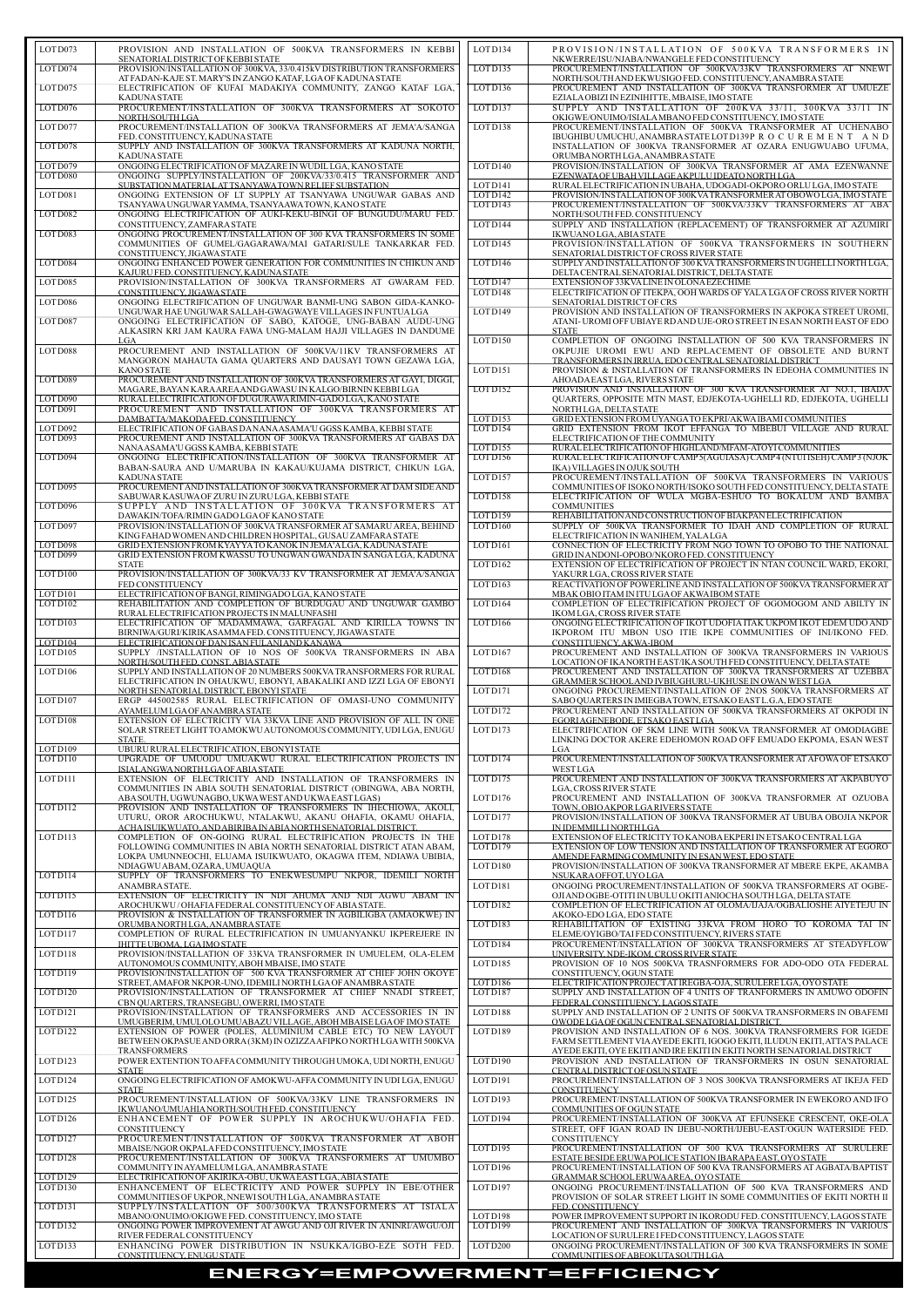| LOT | DESCRIPTION |
|---|---|
| LOT D073 | PROVISION AND INSTALLATION OF 500KVA TRANSFORMERS IN KEBBI SENATORIAL DISTRICT OF KEBBI STATE |
| LOT D074 | PROVISION/INSTALLATION OF 300KVA, 33/0.415kV DISTRIBUTION TRANSFORMERS AT FADAN-KAJE ST. MARY'S IN ZANGO KATAF, LGA OF KADUNA STATE |
| LOT D075 | ELECTRIFICATION OF KUFAI MADAKIYA COMMUNITY, ZANGO KATAF LGA, KADUNA STATE |
| LOT D076 | PROCUREMENT/INSTALLATION OF 300KVA TRANSFORMERS AT SOKOTO NORTH/SOUTH LGA |
| LOT D077 | PROCUREMENT/INSTALLATION OF 300KVA TRANSFORMERS AT JEMA'A/SANGA FED. CONSTITUENCY, KADUNA STATE |
| LOT D078 | SUPPLY AND INSTALLATION OF 300KVA TRANSFORMERS AT KADUNA NORTH, KADUNA STATE |
| LOT D079 | ONGOING ELECTRIFICATION OF MAZARE IN WUDIL LGA, KANO STATE |
| LOT D080 | ONGOING SUPPLY/INSTALLATION OF 200KVA/33/0.415 TRANSFORMER AND SUBSTATION MATERIAL AT TSANYAWA TOWN RELIEF SUBSTATION |
| LOT D081 | ONGOING EXTENSION OF LT SUPPLY AT TSANYAWA, UNGUWAR GABAS AND TSANYAWA UNGUWAR YAMMA, TSANYAAWA TOWN, KANO STATE |
| LOT D082 | ONGOING ELECTRIFICATION OF AUKI-KEKU-BINGI OF BUNGUDU/MARU FED. CONSTITUENCY, ZAMFARA STATE |
| LOT D083 | ONGOING PROCUREMENT/INSTALLATION OF 300 KVA TRANSFORMERS IN SOME COMMUNITIES OF GUMEL/GAGARAWA/MAI GATARI/SULE TANKARKAR FED. CONSTITUENCY, JIGAWA STATE |
| LOT D084 | ONGOING ENHANCED POWER GENERATION FOR COMMUNITIES IN CHIKUN AND KAJURU FED. CONSTITUENCY, KADUNA STATE |
| LOT D085 | PROVISION/INSTALLATION OF 300KVA TRANSFORMERS AT GWARAM FED. CONSTITUENCY, JIGAWA STATE |
| LOT D086 | ONGOING ELECTRIFICATION OF UNGUWAR BANMI-UNG SABON GIDA-KANKO-UNGUWAR HAE UNGUWAR SALLAH-GWAGWAYE VILLAGES IN FUNTUA LGA |
| LOT D087 | ONGOING ELECTRIFICATION OF SABO, KATOGE, UNG-BABAN AUDU-UNG ALKASIRN KRI JAM KAURA FAWA UNG-MALAM HAJJI VILLAGES IN DANDUME LGA |
| LOT D088 | PROCUREMENT AND INSTALLATION OF 500KVA/11KV TRANSFORMERS AT MANGORON MAHAUTA GAMA QUARTERS AND DAUSAYI TOWN GEZAWA LGA, KANO STATE |
| LOT D089 | PROCUREMENT AND INSTALLATION OF 300KVA TRANSFORMERS AT GAYI, DIGGI, MAGARE, BAYAN KARA AREA AND GAWASU IN KALGO/BIRNIN KEBBI LGA |
| LOT D090 | RURAL ELECTRIFICATION OF DUGURAWA RIMIN-GADO LGA, KANO STATE |
| LOT D091 | PROCUREMENT AND INSTALLATION OF 300KVA TRANSFORMERS AT DAMBATTA/MAKODA FED. CONSTITUENCY |
| LOT D092 | ELECTRIFICATION OF GABAS DA NANA ASAMA'U GGSS KAMBA, KEBBI STATE |
| LOT D093 | PROCUREMENT AND INSTALLATION OF 300KVA TRANSFORMERS AT GABAS DA NANA ASAMA'U GGSS KAMBA, KEBBI STATE |
| LOT D094 | ONGOING ELECTRIFICATION/INSTALLATION OF 300KVA TRANSFORMER AT BABAN-SAURA AND U/MARUBA IN KAKAU/KUJAMA DISTRICT, CHIKUN LGA, KADUNA STATE |
| LOT D095 | PROCUREMENT AND INSTALLATION OF 300KVA TRANSFORMER AT DAM SIDE AND SABUWAR KASUWA OF ZURU IN ZURU LGA, KEBBI STATE |
| LOT D096 | SUPPLY AND INSTALLATION OF 300KVA TRANSFORMERS AT DAWAKIN/TOFA/RIMIN GADO LGA OF KANO STATE |
| LOT D097 | PROVISION/INSTALLATION OF 300KVA TRANSFORMER AT SAMARU AREA, BEHIND KING FAHAD WOMEN AND CHILDREN HOSPITAL, GUSAU ZAMFARA STATE |
| LOT D098 | GRID EXTENSION FROM KYAYYA TO KANOK IN JEMA'A LGA, KADUNA STATE |
| LOT D099 | GRID EXTENSION FROM KWASSU TO UNGWAN GWANDA IN SANGA LGA, KADUNA STATE |
| LOT D100 | PROVISION/INSTALLATION OF 300KVA/33 KV TRANSFORMER AT JEMA'A/SANGA FED CONSTITUENCY |
| LOT D101 | ELECTRIFICATION OF BANGI, RIMINGADO LGA, KANO STATE |
| LOT D102 | REHABILITATION AND COMPLETION OF BURDUGAU AND UNGUWAR GAMBO RURAL ELECTRIFICATION PROJECTS IN MALUNFASHI |
| LOT D103 | ELECTRIFICATION OF MADAMMAWA, GARFAGAL AND KIRILLA TOWNS IN BIRNIWA/GURI/KIRIKASAMMA FED. CONSTITUENCY, JIGAWA STATE |
| LOT D104 | ELECTRIFICATION OF DAN ISAN FULANI AND KANAWA |
| LOT D105 | SUPPLY /INSTALLATION OF 10 NOS OF 500KVA TRANSFORMERS IN ABA NORTH/SOUTH FED. CONST. ABIA STATE |
| LOT D106 | SUPPLY AND INSTALLATION OF 20 NUMBERS 500KVA TRANSFORMERS FOR RURAL ELECTRIFICATION IN OHAUKWU, EBONYI, ABAKALIKI AND IZZI LGA OF EBONYI NORTH SENATORIAL DISTRICT, EBONYI STATE |
| LOT D107 | ERGP 445002585 RURAL ELECTRIFICATION OF OMASI-UNO COMMUNITY AYAMELUM LGA OF ANAMBRA STATE |
| LOT D108 | EXTENSION OF ELECTRICITY VIA 33KVA LINE AND PROVISION OF ALL IN ONE SOLAR STREET LIGHT TO AMOKWU AUTONOMOUS COMMUNITY, UDI LGA, ENUGU STATE. |
| LOT D109 | UBURU RURAL ELECTRIFICATION, EBONYI STATE |
| LOT D110 | UPGRADE OF UMUODU UMUAKWU RURAL ELECTRIFICATION PROJECTS IN ISIALANGWA NORTH LGA OF ABIA STATE |
| LOT D111 | EXTENSION OF ELECTRICITY AND INSTALLATION OF TRANSFORMERS IN COMMUNITIES IN ABIA SOUTH SENATORIAL DISTRICT (OBINGWA, ABA NORTH, ABA SOUTH, UGWUNAGBO, UKWA WEST AND UKWA EAST LGAS) |
| LOT D112 | PROVISION AND INSTALLATION OF TRANSFORMERS IN IHECHIOWA, AKOLI, UTURU, OROR AROCHUKWU, NTALAKWU, AKANU OHAFIA, OKAMU OHAFIA, ACHA ISUIKWUATO, AND ABIRIBA IN ABIA NORTH SENATORIAL DISTRICT. |
| LOT D113 | COMPLETION OF ON-GOING RURAL ELECTRIFICATION PROJECTS IN THE FOLLOWING COMMUNITIES IN ABIA NORTH SENATORIAL DISTRICT ATAN ABAM, LOKPA UMUNNEOCHI, ELUAMA ISUIKWUATO, OKAGWA ITEM, NDIAWA UBIBIA, NDIAGWU ABAM, OZARA, UMUAQUA |
| LOT D114 | SUPPLY OF TRANSFORMERS TO ENEKWESUMPU NKPOR, IDEMILI NORTH ANAMBRA STATE. |
| LOT D115 | EXTENSION OF ELECTRICITY IN NDI AHUMA AND NDI AGWU ABAM IN AROCHUKWU / OHAFIA FEDERAL CONSTITUENCY OF ABIA STATE |
| LOT D116 | PROVISION & INSTALLATION OF TRANSFORMER IN AGBILIGBA (AMAOKWE) IN ORUMBA NORTH LGA, ANAMBRA STATE |
| LOT D117 | COMPLETION OF RURAL ELECTRIFICATION IN UMUANYANKU IKPEREJERE IN IHITTE UBOMA, LGA IMO STATE |
| LOT D118 | PROVISION/INSTALLATION OF 33KVA TRANSFORMER IN UMUELEM, OLA-ELEM AUTONOMOUS COMMUNITY, ABOH MBAISE, IMO STATE |
| LOT D119 | PROVISION/INSTALLATION OF 500 KVA TRANSFORMER AT CHIEF JOHN OKOYE STREET, AMAFOR NKPOR-UNO, IDEMILI NORTH LGA OF ANAMBRA STATE |
| LOT D120 | PROVISION/INSTALLATION OF TRANSFORMER AT CHIEF NNADI STREET, CBN QUARTERS, TRANSEGBU, OWERRI, IMO STATE |
| LOT D121 | PROVISION/INSTALLATION OF TRANSFORMERS AND ACCESSORIES IN IN UMUGBERIM, UMULOLO UMUABAZU VILLAGE, ABOH MBAISE LGA OF IMO STATE |
| LOT D122 | EXTENSION OF POWER (POLES, ALUMINIUM CABLE ETC) TO NEW LAYOUT BETWEEN OKPASUE AND ORRA (3KM) IN OZIZZA AFIPKO NORTH LGA WITH 500KVA TRANSFORMERS |
| LOT D123 | POWER EXTENSION TO AFFA COMMUNITY THROUGH UMOKA, UDI NORTH, ENUGU STATE |
| LOT D124 | ONGOING ELECTRIFICATION OF AMOKWU-AFFA COMMUNITY IN UDI LGA, ENUGU STATE |
| LOT D125 | PROCUREMENT/INSTALLATION OF 500KVA/33KV LINE TRANSFORMERS IN IKWUANO/UMUAHIA NORTH/SOUTH FED. CONSTITUENCY |
| LOT D126 | ENHANCEMENT OF POWER SUPPLY IN AROCHUKWU/OHAFIA FED. CONSTITUENCY |
| LOT D127 | PROCUREMENT/INSTALLATION OF 500KVA TRANSFORMER AT ABOH MBAISE/NGOR OKPALA FED CONSTITUENCY, IMO STATE |
| LOT D128 | PROCUREMENT/INSTALLATION OF 300KVA TRANSFORMERS AT UMUMBO COMMUNITY IN AYAMELUM LGA, ANAMBRA STATE |
| LOT D129 | ELECTRIFICATION OF AKIRIKA-OBU, UKWA EAST LGA, ABIA STATE |
| LOT D130 | ENHANCEMENT OF ELECTRICITY AND POWER SUPPLY IN EBE/OTHER COMMUNITIES OF UKPOR, NNEWI SOUTH LGA, ANAMBRA STATE |
| LOT D131 | SUPPLY/INSTALLATION OF 500/300KVA TRANSFORMERS AT ISIALA MBANO/ONUIMO/OKIGWE FED. CONSTITUENCY, IMO STATE |
| LOT D132 | ONGOING POWER IMPROVEMENT AT AWGU AND OJI RIVER IN ANINRI/AWGU/OJI RIVER FEDERAL CONSTITUENCY |
| LOT D133 | ENHANCING POWER DISTRIBUTION IN NSUKKA/IGBO-EZE SOTH FED. CONSTITUENCY, ENUGU STATE |
| LOT D134 | PROVISION/INSTALLATION OF 500KVA TRANSFORMERS IN NKWERE/ISU/NJABA/NWANGELE FED CONSTITUENCY |
| LOT D135 | PROCUREMENT/INSTALLATION OF 500KVA/33KV TRANSFORMERS AT NNEWI NORTH/SOUTH AND EKWUSIGO FED. CONSTITUENCY, ANAMBRA STATE |
| LOT D136 | PROCUREMENT AND INSTALLATION OF 300KVA TRANSFORMER AT UMUEZE EZIALA OBIZI IN EZINIHITTE, MBAISE, IMO STATE |
| LOT D137 | SUPPLY AND INSTALLATION OF 200KVA 33/11, 300KVA 33/11 IN OKIGWE/ONUIMO/ISIALA MBANO FED CONSTITUENCY, IMO STATE |
| LOT D138 | PROCUREMENT/INSTALLATION OF 500KVA TRANSFORMER AT UCHENABO IBUGHIBU UMUCHU, ANAMBRA STATE LOT D139 PROCUREMENT AND INSTALLATION OF 300KVA TRANSFORMER AT OZARA ENUGWUABO UFUMA, ORUMBA NORTH LGA, ANAMBRA STATE |
| LOT D140 | PROVISION/INSTALLATION OF 300KVA TRANSFORMER AT AMA EZENWANNE EZENWATA OF UBAH VILLAGE AKPULU IDEATO NORTH LGA |
| LOT D141 | RURAL ELECTRIFICATION IN UBAHA, UDOGADI-OKPORO ORLU LGA, IMO STATE |
| LOT D142 | PROVISION/INSTALLATION OF 300KVA TRANSFORMER AT OBOWO LGA, IMO STATE |
| LOT D143 | PROCUREMENT/INSTALLATION OF 500KVA/33KV TRANSFORMERS AT ABA NORTH/SOUTH FED. CONSTITUENCY |
| LOT D144 | SUPPLY AND INSTALLATION (REPLACEMENT) OF TRANSFORMER AT AZUMIRI IKWUANO LGA, ABIA STATE |
| LOT D145 | PROVISION/INSTALLATION OF 500KVA TRANSFORMERS IN SOUTHERN SENATORIAL DISTRICT OF CROSS RIVER STATE |
| LOT D146 | SUPPLY AND INSTALLATION OF 300 KVA TRANSFORMERS IN UGHELLI NORTH LGA, DELTA CENTRAL SENATORIAL DISTRICT, DELTA STATE |
| LOT D147 | EXTENSION OF 33KVA LINE IN OLONA EZECHIME |
| LOT D148 | ELECTRIFICATION OF ITEKPA, OOH WARDS OF YALA LGA OF CROSS RIVER NORTH SENATORIAL DISTRICT OF CRS |
| LOT D149 | PROVISION AND INSTALLATION OF TRANSFORMERS IN AKPOKA STREET UROMI, ATANI- UROMI OFF UBIAYE RD AND UJE-ORO STREET IN ESAN NORTH EAST OF EDO STATE |
| LOT D150 | COMPLETION OF ONGOING INSTALLATION OF 500 KVA TRANSFORMERS IN OKPUJIE UROMI EWU AND REPLACEMENT OF OBSOLETE AND BURNT TRANSFORMERS IN IRRUA, EDO CENTRAL SENATORIAL DISTRICT |
| LOT D151 | PROVISION & INSTALLATION OF TRANSFORMERS IN EDEOHA COMMUNITIES IN AHOADA EAST LGA, RIVERS STATE |
| LOT D152 | PROVISION AND INSTALLATION OF 300 KVA TRANSFORMER AT NO.1, IBADA QUARTERS, OPPOSITE MTN MAST, EDJEKOTA-UGHELLI RD, EDJEKOTA, UGHELLI NORTH LGA, DELTA STATE |
| LOT D153 | GRID EXTENSION FROM UYANGA TO EKPRI/AKWA IBAMI COMMUNITIES |
| LOT D154 | GRID EXTENSION FROM IKOT EFFANGA TO MBEBUI VILLAGE AND RURAL ELECTRIFICATION OF THE COMMUNITY |
| LOT D155 | RURAL ELECTRIFICATION OF HIGHLAND/MFAM-ATOYI COMMUNITIES |
| LOT D156 | RURAL ELECTRIFICATION OF CAMP 5 (AGUIASA) CAMP 4 (NTUI ISEH) CAMP 3 (NJOK IKA) VILLAGES IN OJUK SOUTH |
| LOT D157 | PROCUREMENT/INSTALLATION OF 500KVA TRANSFORMERS IN VARIOUS COMMUNITIES OF ISOKO NORTH/ISOKO SOUTH FED CONSTITUENCY, DELTA STATE |
| LOT D158 | ELECTRIFICATION OF WULA MGBA-ESHUO TO BOKALUM AND BAMBA COMMUNITIES |
| LOT D159 | REHABILITATION AND CONSTRUCTION OF BIAKPAN ELECTRIFICATION |
| LOT D160 | SUPPLY OF 500KVA TRANSFORMER TO IDAH AND COMPLETION OF RURAL ELECTRIFICATION IN WANIHEM, YALA LGA |
| LOT D161 | CONNECTION OF ELECTRICITY FROM NGO TOWN TO OPOBO TO THE NATIONAL GRID IN ANDONI-OPOBO/NKORO FED. CONSTITUENCY |
| LOT D162 | EXTENSION OF ELECTRIFICATION OF PROJECT IN NTAN COUNCIL WARD, EKORI, YAKURR LGA, CROSS RIVER STATE |
| LOT D163 | REACTIVATION OF POWERLINE AND INSTALLATION OF 500KVA TRANSFORMER AT MBAK OBIO ITAM IN ITU LGA OF AKWA IBOM STATE |
| LOT D164 | COMPLETION OF ELECTRIFICATION PROJECT OF OGOMOGOM AND ABILTY IN IKOM LGA, CROSS RIVER STATE |
| LOT D166 | ONGOING ELECTRIFICATION OF IKOT UDOFIA ITAK UKPOM IKOT EDEM UDO AND IKPODIM ITU MBON USO ITIE IKPE COMMUNITIES OF INI/IKONO FED. CONSTITUENCY, AKWA-IBOM |
| LOT D167 | PROCUREMENT AND INSTALLATION OF 300KVA TRANSFORMERS IN VARIOUS LOCATION OF IKA NORTH EAST/IKA SOUTH FED CONSTITUENCY, DELTA STATE |
| LOT D168 | PROCUREMENT AND INSTALLATION OF 300KVA TRANSFORMERS AT UZEBBA GRAMMER SCHOOL AND IVBIUGHURU-UKHUSE IN OWAN WEST LGA |
| LOT D171 | ONGOING PROCUREMENT/INSTALLATION OF 2NOS 500KVA TRANSFORMERS AT SABO QUARTERS IN IMIEGBA TOWN, ETSAKO EAST L.G.A, EDO STATE |
| LOT D172 | PROCUREMENT AND INSTALLATION OF 500KVA TRANSFORMERS AT OKPODI IN EGORI AGENEBODE, ETSAKO EAST LGA |
| LOT D173 | ELECTRIFICATION OF 5KM LINE WITH 500KVA TRANSFORMER AT OMODIAGBE LINKING DOCTOR AKERE EDEHOMON ROAD OFF EMUADO EKPOMA, ESAN WEST LGA |
| LOT D174 | PROCUREMENT/INSTALLATION OF 500KVA TRANSFORMER AT AFOWA OF ETSAKO WEST LGA |
| LOT D175 | PROCUREMENT AND INSTALLATION OF 300KVA TRANSFORMER AT AKPABUYO LGA, CROSS RIVER STATE |
| LOT D176 | PROCUREMENT AND INSTALLATION OF 300KVA TRANSFORMER AT OZUOBA TOWN, OBIO AKPOR LGA RIVERS STATE |
| LOT D177 | PROVISION/INSTALLATION OF 300KVA TRANSFORMER AT UBUBA OBOJIA NKPOR IN IDEMMILI NORTH LGA |
| LOT D178 | EXTENSION OF ELECTRICITY TO KANOBA EKPERI IN ETSAKO CENTRAL LGA |
| LOT D179 | EXTENSION OF LOW TENSION AND INSTALLATION OF TRANSFORMER AT EGORO AMENDE FARMING COMMUNITY IN ESAN WEST, EDO STATE |
| LOT D180 | PROVISION/INSTALLATION OF 300KVA TRANSFORMER AT MBERE EKPE, AKAMBA NSUKARA OFFOT, UYO LGA |
| LOT D181 | ONGOING PROCUREMENT/INSTALLATION OF 500KVA TRANSFORMERS AT OGBE-OJI AND OGBE-OTITI IN UBULU OKITI ANIOCHA SOUTH LGA, DELTA STATE |
| LOT D182 | COMPLETION OF ELECTRIFICATION AT OLOMA/IJAJA/OGBALIOSHE AIYETEJU IN AKOKO-EDO LGA, EDO STATE |
| LOT D183 | REHABILITATION OF EXISTING 33KVA FROM HORO TO KOROMA TAI IN ELEME/OYIGBO/TAI FED CONSTITUENCY, RIVERS STATE |
| LOT D184 | PROCUREMENT/INSTALLATION OF 300KVA TRANSFORMERS AT STEADYFLOW UNIVERSITY, NDE-IKOM, CROSS RIVER STATE |
| LOT D185 | PROVISION OF 10 NOS 500KVA TRASNFORMERS FOR ADO-ODO OTA FEDERAL CONSTITUENCY, OGUN STATE |
| LOT D186 | ELECTRIFICATION PROJECT AT IREGBA-OJA, SURULERE LGA, OYO STATE |
| LOT D187 | SUPPLY AND INSTALLATION OF 4 UNITS OF TRANFORMERS IN AMUWO ODOFIN FEDERAL CONSTITUENCY, LAGOS STATE |
| LOT D188 | SUPPLY AND INSTALLATION OF 2 UNITS OF 500KVA TRANSFORMERS IN OBAFEMI OWODE LGA OF OGUN CENTRAL SENATORIAL DISTRICT |
| LOT D189 | PROVISION AND INSTALLATION OF 6 NOS. 300KVA TRANSFORMERS FOR IGEDE FARM SETTLEMENT VIA AYEDE EKITI, IGOGO EKITI, ILUDUN EKITI, ATTA'S PALACE AYEDE EKITI, OYE EKITI AND IRE EKITI IN EKITI NORTH SENATORIAL DISTRICT |
| LOT D190 | PROVISION AND INSTALLATION OF TRANSFORMERS IN OSUN SENATORIAL CENTRAL DISTRICT OF OSUN STATE |
| LOT D191 | PROCUREMENT/INSTALLATION OF 3 NOS 300KVA TRANSFORMERS AT IKEJA FED CONSTITUENCY |
| LOT D193 | PROCUREMENT/INSTALLATION OF 500KVA TRANSFORMER IN EWEKORO AND IFO COMMUNITIES OF OGUN STATE |
| LOT D194 | PROCUREMENT/INSTALLATION OF 300KVA AT EFUNSEKE CRESCENT, OKE-OLA STREET, OFF IGAN ROAD IN IJEBU-NORTH/IJEBU-EAST/OGUN WATERSIDE FED. CONSTITUENCY |
| LOT D195 | PROCUREMENT/INSTALLATION OF 500 KVA TRANSFORMERS AT SURULERE ESTATE BESIDE ERUWA POLICE STATION IBARAPA EAST, OYO STATE |
| LOT D196 | PROCUREMENT/INSTALLATION OF 500 KVA TRANSFORMERS AT AGBATA/BAPTIST GRAMMAR SCHOOL ERUWA AREA, OYO STATE |
| LOT D197 | ONGOING PROCUREMENT/INSTALLATION OF 500 KVA TRANSFORMERS AND PROVISION OF SOLAR STREET LIGHT IN SOME COMMUNITIES OF EKITI NORTH II FED. CONSTITUENCY |
| LOT D198 | POWER IMPROVEMENT SUPPORT IN IKORODU FED. CONSTITUENCY, LAGOS STATE |
| LOT D199 | PROCUREMENT AND INSTALLATION OF 300KVA TRANSFORMERS IN VARIOUS LOCATION OF SURULERE I FED CONSTITUENCY, LAGOS STATE |
| LOT D200 | ONGOING PROCUREMENT/INSTALLATION OF 300 KVA TRANSFORMERS IN SOME COMMUNITIES OF ABEOKUTA SOUTH LGA |

**ENERGY=EMPOWERMENT=EFFICIENCY**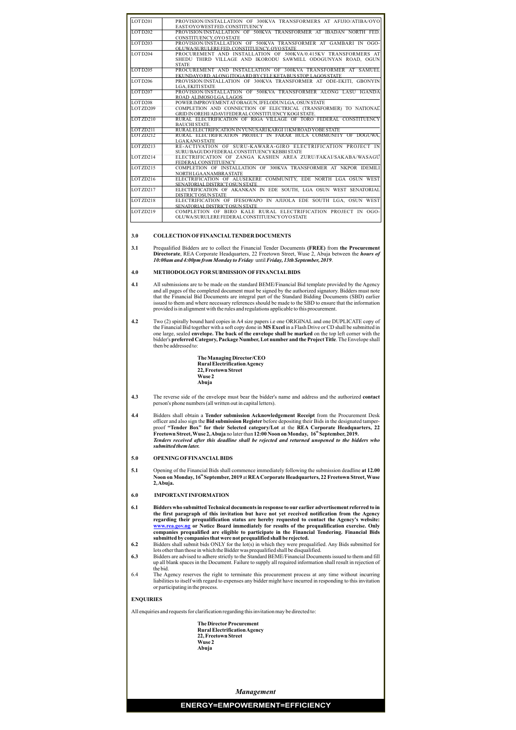| | |
|---|---|
| LOT D201 | PROVISION/INSTALLATION OF 300KVA TRANSFORMERS AT AFIJIO/ATIBA/OYO EAST/OYO WEST FED. CONSTITUENCY |
| LOT D202 | PROVISION/INSTALLATION OF 500KVA TRANSFORMER AT IBADAN NORTH FED. CONSTITUENCY, OYO STATE |
| LOT D203 | PROVISION/INSTALLATION OF 500KVA TRANSFORMER AT GAMBARI IN OGO-OLUWA/SURULERE FED. CONSTITUENCY, OYO STATE |
| LOT D204 | PROCUREMENT AND INSTALLATION OF 500KVA/0.415KV TRANSFORMERS AT SHEDU THIRD VILLAGE AND IKORODU SAWMILL ODOGUNYAN ROAD, OGUN STATE |
| LOT D205 | PROCUREMENT AND INSTALLATION OF 300KVA TRANSFORMER AT SAMUEL EKUNDAYO RD, ALONG ITOGA RD BY CELE KETA BUS STOP, LAGOS STATE |
| LOT D206 | PROVISION/INSTALLATION OF 300KVA TRANSFORMER AT ODE-EKITI, GBONYIN LGA, EKITI STATE |
| LOT D207 | PROVISION/INSTALLATION OF 500KVA TRANSFORMER ALONG LASU IGANDA ROAD ALIMOSO LGA, LAGOS |
| LOT D208 | POWER IMPROVEMENT AT OBAGUN, IFELODUN LGA, OSUN STATE |
| LOT ZD209 | COMPLETION AND CONNECTION OF ELECTRICAL (TRANSFORMER) TO NATIONAL GRID IN OREHI/ADAVI FEDERAL CONSTITUENCY KOGI STATE. |
| LOT ZD210 | RURAL ELECTRIFICATION OF RIGA VILLAGE OF TORO FEDERAL CONSTITUENCY BAUCHI STATE. |
| LOT ZD211 | RURAL ELECTRIFICATION IN YUNUSARI KARGI 11KM ROAD YOBE STATE |
| LOT ZD212 | RURAL ELECTRIFICATION PROJECT IN FARAR HULA COMMUNITY OF DOGUWA, LGA KANO STATE |
| LOT ZD213 | RE-ACTIVATION OF SURU-KAWARA-GIRO ELECTRIFICATION PROJECT IN SURU/BAGUDO FEDERAL CONSTITUENCY KEBBI STATE |
| LOT ZD214 | ELECTRIFICATION OF ZANGA KASHEN AREA ZURU/FAKAI/SAKABA/WASAGU FEDERAL CONSTITUENCY |
| LOT ZD215 | COMPLETION OF INSTALLATION OF 300KVA TRANSFORMER AT NKPOR IDEMILI NORTH LGA ANAMBRA STATE |
| LOT ZD216 | ELECTRIFICATION OF ALUSEKERE COMMUNITY, EDE NORTH LGA OSUN WEST SENATORIAL DISTRICT OSUN STATE |
| LOT ZD217 | ELECTRIFICATION OF AKANKAN IN EDE SOUTH, LGA OSUN WEST SENATORIAL DISTRICT OSUN STATE |
| LOT ZD218 | ELECTRIFICATION OF IFESOWAPO IN AJIJOLA EDE SOUTH LGA, OSUN WEST SENATORIAL DISTRICT OSUN STATE |
| LOT ZD219 | COMPLETION OF BIRO KALE RURAL ELECTRIFICATION PROJECT IN OGO-OLUWA/SURULERE FEDERAL CONSTITUENCY OYO STATE |

## 3.0 COLLECTION OF FINANCIAL TENDER DOCUMENTS

**3.1** Prequalified Bidders are to collect the Financial Tender Documents **(FREE)** from **the Procurement Directorate**, REA Corporate Headquarters, 22 Freetown Street, Wuse 2, Abuja between the ***hours of 10:00am and 4:00pm from Monday to Friday*** until ***Friday, 13th September, 2019***.

## 4.0 METHODOLOGY FOR SUBMISSION OF FINANCIAL BIDS

**4.1** All submissions are to be made on the standard BEME/Financial Bid template provided by the Agency and all pages of the completed document must be signed by the authorized signatory. Bidders must note that the Financial Bid Documents are integral part of the Standard Bidding Documents (SBD) earlier issued to them and where necessary references should be made to the SBD to ensure that the information provided is in alignment with the rules and regulations applicable to this procurement.

**4.2** Two (2) spirally bound hard copies in A4 size papers i.e one ORIGINAL and one DUPLICATE copy of the Financial Bid together with a soft copy done in **MS Excel** in a Flash Drive or CD shall be submitted in one large, sealed **envelope. The back of the envelope shall be marked** on the top left corner with the bidder's **preferred Category, Package Number, Lot number and the Project Title**. The Envelope shall then be addressed to:

**The Managing Director/CEO**
**Rural Electrification Agency**
**22, Freetown Street**
**Wuse 2**
**Abuja**

**4.3** The reverse side of the envelope must bear the bidder's name and address and the authorized **contact** person's phone numbers (all written out in capital letters).

**4.4** Bidders shall obtain a **Tender submission Acknowledgement Receipt** from the Procurement Desk officer and also sign the **Bid submission Register** before depositing their Bids in the designated tamper-proof **"Tender Box" for their Selected category/Lot** at the **REA Corporate Headquarters, 22 Freetown Street, Wuse 2, Abuja** no later than **12:00 Noon on Monday, 16th September, 2019.**
***Tenders received after this deadline shall be rejected and returned unopened to the bidders who submitted them later.***

## 5.0 OPENING OF FINANCIAL BIDS

**5.1** Opening of the Financial Bids shall commence immediately following the submission deadline **at 12.00 Noon on Monday, 16th September, 2019** at **REA Corporate Headquarters, 22 Freetown Street, Wuse 2, Abuja.**

## 6.0 IMPORTANT INFORMATION

**6.1** **Bidders who submitted Technical documents in response to our earlier advertisement referred to in the first paragraph of this invitation but have not yet received notification from the Agency regarding their prequalification status are hereby requested to contact the Agency's website: www.rea.gov.ng or Notice Board immediately for results of the prequalification exercise. Only companies prequalified are eligible to participate in the Financial Tendering. Financial Bids submitted by companies that were not prequalified shall be rejected.**

**6.2** Bidders shall submit bids ONLY for the lot(s) in which they were prequalified. Any Bids submitted for lots other than those in which the Bidder was prequalified shall be disqualified.

**6.3** Bidders are advised to adhere strictly to the Standard BEME/Financial Documents issued to them and fill up all blank spaces in the Document. Failure to supply all required information shall result in rejection of the bid.

6.4 The Agency reserves the right to terminate this procurement process at any time without incurring liabilities to itself with regard to expenses any bidder might have incurred in responding to this invitation or participating in the process.

## ENQUIRIES

All enquiries and requests for clarification regarding this invitation may be directed to:

**The Director Procurement**
**Rural Electrification Agency**
**22, Freetown Street**
**Wuse 2**
**Abuja**

***Management***

**ENERGY=EMPOWERMENT=EFFICIENCY**